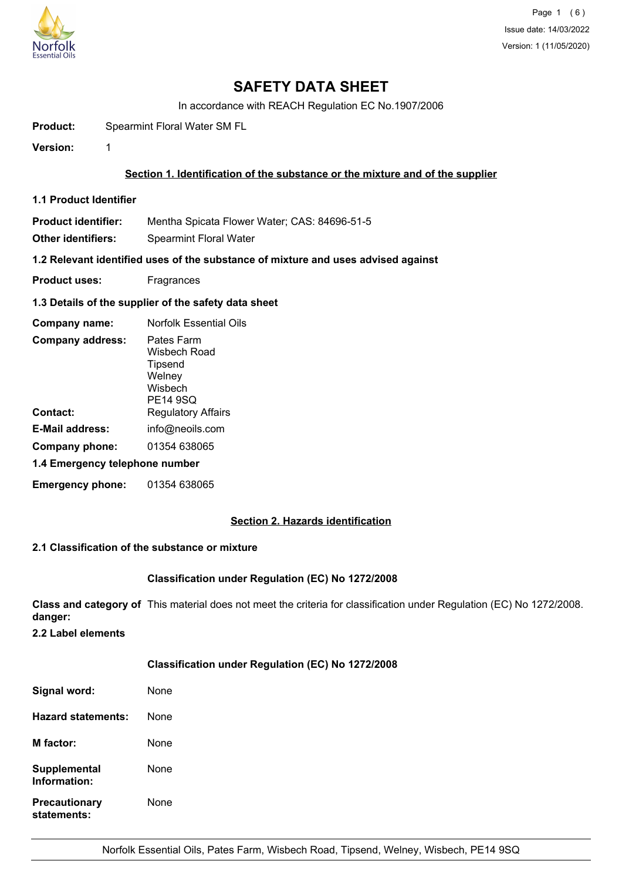# SAFETY DATA SHEET

In accordance with REACH Regulation EC No.1907/2006

**Product:** Spearmint Floral Water SM FL

**Version:** 1

## Section 1. Identification of the substance or the mixture and of the supplier

### 1.1 Product Identifier

**Product identifier:** Mentha Spicata Flower Water; CAS: 84696-51-5

**Other identifiers:** Spearmint Floral Water

### 1.2 Relevant identified uses of the substance of mixture and uses advised against

**Product uses:** Fragrances

### 1.3 Details of the supplier of the safety data sheet

**Company name:** Norfolk Essential Oils

**Company address:** Pates Farm
Wisbech Road
Tipsend
Welney
Wisbech
PE14 9SQ

**Contact:** Regulatory Affairs

**E-Mail address:** info@neoils.com

**Company phone:** 01354 638065

### 1.4 Emergency telephone number

**Emergency phone:** 01354 638065

## Section 2. Hazards identification

### 2.1 Classification of the substance or mixture

**Classification under Regulation (EC) No 1272/2008**

**Class and category of danger:** This material does not meet the criteria for classification under Regulation (EC) No 1272/2008.

### 2.2 Label elements

**Classification under Regulation (EC) No 1272/2008**

**Signal word:** None

**Hazard statements:** None

**M factor:** None

**Supplemental Information:** None

**Precautionary statements:** None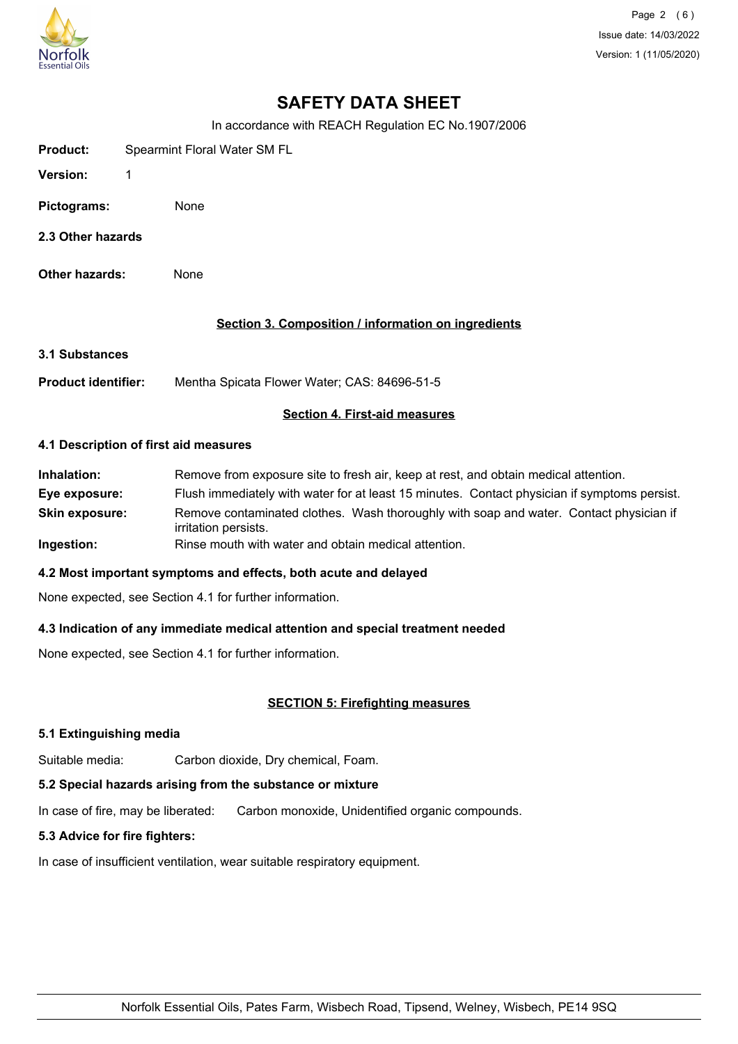# SAFETY DATA SHEET

In accordance with REACH Regulation EC No.1907/2006

**Product:** Spearmint Floral Water SM FL

**Version:** 1

**Pictograms:** None

**2.3 Other hazards**

**Other hazards:** None

## Section 3. Composition / information on ingredients

**3.1 Substances**

**Product identifier:** Mentha Spicata Flower Water; CAS: 84696-51-5

## Section 4. First-aid measures

**4.1 Description of first aid measures**

**Inhalation:** Remove from exposure site to fresh air, keep at rest, and obtain medical attention.

**Eye exposure:** Flush immediately with water for at least 15 minutes. Contact physician if symptoms persist.

**Skin exposure:** Remove contaminated clothes. Wash thoroughly with soap and water. Contact physician if irritation persists.

**Ingestion:** Rinse mouth with water and obtain medical attention.

**4.2 Most important symptoms and effects, both acute and delayed**

None expected, see Section 4.1 for further information.

**4.3 Indication of any immediate medical attention and special treatment needed**

None expected, see Section 4.1 for further information.

## SECTION 5: Firefighting measures

**5.1 Extinguishing media**

Suitable media: Carbon dioxide, Dry chemical, Foam.

**5.2 Special hazards arising from the substance or mixture**

In case of fire, may be liberated: Carbon monoxide, Unidentified organic compounds.

**5.3 Advice for fire fighters:**

In case of insufficient ventilation, wear suitable respiratory equipment.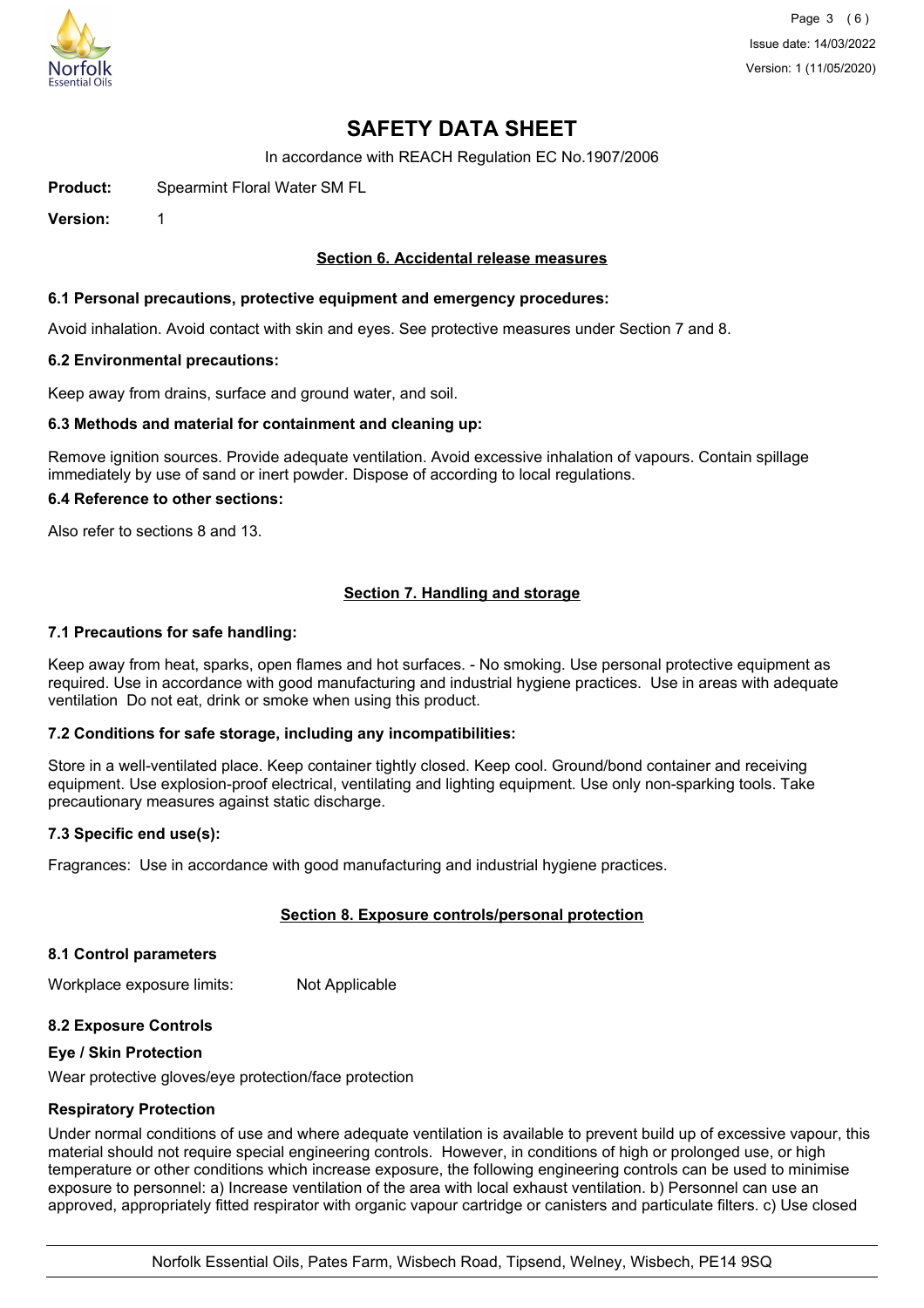# SAFETY DATA SHEET

In accordance with REACH Regulation EC No.1907/2006

**Product:** Spearmint Floral Water SM FL

**Version:** 1

## Section 6. Accidental release measures

### 6.1 Personal precautions, protective equipment and emergency procedures:

Avoid inhalation. Avoid contact with skin and eyes. See protective measures under Section 7 and 8.

### 6.2 Environmental precautions:

Keep away from drains, surface and ground water, and soil.

### 6.3 Methods and material for containment and cleaning up:

Remove ignition sources. Provide adequate ventilation. Avoid excessive inhalation of vapours. Contain spillage immediately by use of sand or inert powder. Dispose of according to local regulations.

### 6.4 Reference to other sections:

Also refer to sections 8 and 13.

## Section 7. Handling and storage

### 7.1 Precautions for safe handling:

Keep away from heat, sparks, open flames and hot surfaces. - No smoking. Use personal protective equipment as required. Use in accordance with good manufacturing and industrial hygiene practices. Use in areas with adequate ventilation Do not eat, drink or smoke when using this product.

### 7.2 Conditions for safe storage, including any incompatibilities:

Store in a well-ventilated place. Keep container tightly closed. Keep cool. Ground/bond container and receiving equipment. Use explosion-proof electrical, ventilating and lighting equipment. Use only non-sparking tools. Take precautionary measures against static discharge.

### 7.3 Specific end use(s):

Fragrances: Use in accordance with good manufacturing and industrial hygiene practices.

## Section 8. Exposure controls/personal protection

### 8.1 Control parameters

Workplace exposure limits: Not Applicable

### 8.2 Exposure Controls

**Eye / Skin Protection**

Wear protective gloves/eye protection/face protection

**Respiratory Protection**

Under normal conditions of use and where adequate ventilation is available to prevent build up of excessive vapour, this material should not require special engineering controls. However, in conditions of high or prolonged use, or high temperature or other conditions which increase exposure, the following engineering controls can be used to minimise exposure to personnel: a) Increase ventilation of the area with local exhaust ventilation. b) Personnel can use an approved, appropriately fitted respirator with organic vapour cartridge or canisters and particulate filters. c) Use closed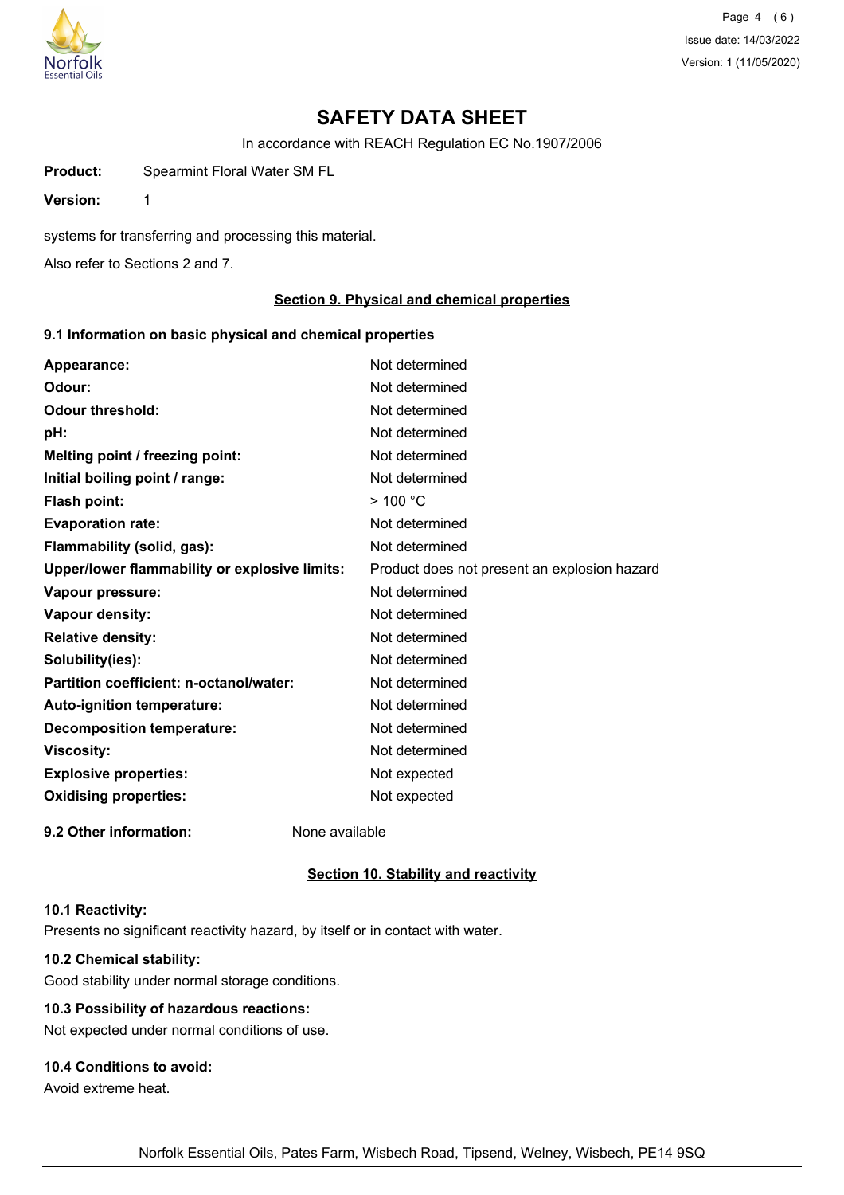# SAFETY DATA SHEET

In accordance with REACH Regulation EC No.1907/2006

**Product:** Spearmint Floral Water SM FL

**Version:** 1

systems for transferring and processing this material.

Also refer to Sections 2 and 7.

## Section 9. Physical and chemical properties

### 9.1 Information on basic physical and chemical properties

| | |
|---|---|
| **Appearance:** | Not determined |
| **Odour:** | Not determined |
| **Odour threshold:** | Not determined |
| **pH:** | Not determined |
| **Melting point / freezing point:** | Not determined |
| **Initial boiling point / range:** | Not determined |
| **Flash point:** | > 100 °C |
| **Evaporation rate:** | Not determined |
| **Flammability (solid, gas):** | Not determined |
| **Upper/lower flammability or explosive limits:** | Product does not present an explosion hazard |
| **Vapour pressure:** | Not determined |
| **Vapour density:** | Not determined |
| **Relative density:** | Not determined |
| **Solubility(ies):** | Not determined |
| **Partition coefficient: n-octanol/water:** | Not determined |
| **Auto-ignition temperature:** | Not determined |
| **Decomposition temperature:** | Not determined |
| **Viscosity:** | Not determined |
| **Explosive properties:** | Not expected |
| **Oxidising properties:** | Not expected |

**9.2 Other information:** None available

## Section 10. Stability and reactivity

**10.1 Reactivity:**

Presents no significant reactivity hazard, by itself or in contact with water.

**10.2 Chemical stability:**

Good stability under normal storage conditions.

**10.3 Possibility of hazardous reactions:**

Not expected under normal conditions of use.

**10.4 Conditions to avoid:**

Avoid extreme heat.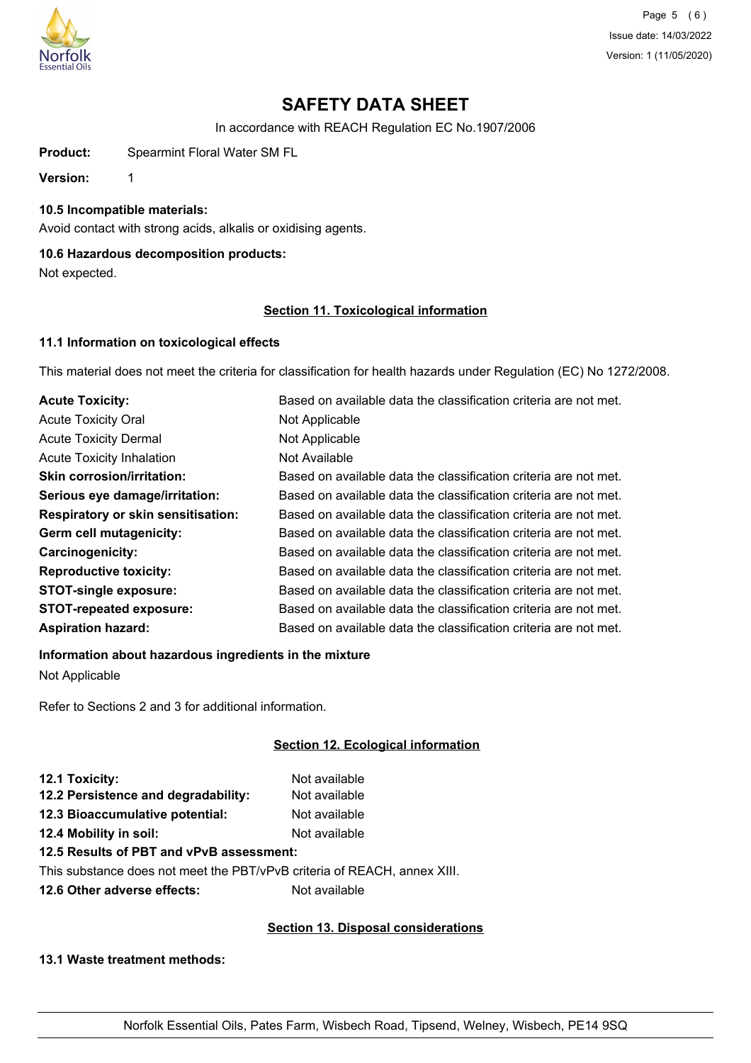# SAFETY DATA SHEET

In accordance with REACH Regulation EC No.1907/2006

**Product:** Spearmint Floral Water SM FL

**Version:** 1

### 10.5 Incompatible materials:

Avoid contact with strong acids, alkalis or oxidising agents.

### 10.6 Hazardous decomposition products:

Not expected.

## Section 11. Toxicological information

### 11.1 Information on toxicological effects

This material does not meet the criteria for classification for health hazards under Regulation (EC) No 1272/2008.

| | |
|---|---|
| **Acute Toxicity:** | Based on available data the classification criteria are not met. |
| Acute Toxicity Oral | Not Applicable |
| Acute Toxicity Dermal | Not Applicable |
| Acute Toxicity Inhalation | Not Available |
| **Skin corrosion/irritation:** | Based on available data the classification criteria are not met. |
| **Serious eye damage/irritation:** | Based on available data the classification criteria are not met. |
| **Respiratory or skin sensitisation:** | Based on available data the classification criteria are not met. |
| **Germ cell mutagenicity:** | Based on available data the classification criteria are not met. |
| **Carcinogenicity:** | Based on available data the classification criteria are not met. |
| **Reproductive toxicity:** | Based on available data the classification criteria are not met. |
| **STOT-single exposure:** | Based on available data the classification criteria are not met. |
| **STOT-repeated exposure:** | Based on available data the classification criteria are not met. |
| **Aspiration hazard:** | Based on available data the classification criteria are not met. |

**Information about hazardous ingredients in the mixture**

Not Applicable

Refer to Sections 2 and 3 for additional information.

## Section 12. Ecological information

| | |
|---|---|
| **12.1 Toxicity:** | Not available |
| **12.2 Persistence and degradability:** | Not available |
| **12.3 Bioaccumulative potential:** | Not available |
| **12.4 Mobility in soil:** | Not available |

**12.5 Results of PBT and vPvB assessment:**

This substance does not meet the PBT/vPvB criteria of REACH, annex XIII.

**12.6 Other adverse effects:** Not available

## Section 13. Disposal considerations

### 13.1 Waste treatment methods: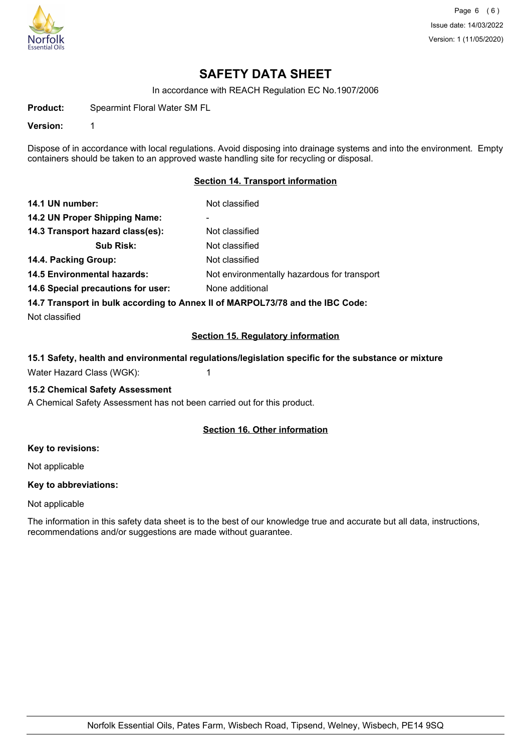# SAFETY DATA SHEET

In accordance with REACH Regulation EC No.1907/2006

**Product:** Spearmint Floral Water SM FL

**Version:** 1

Dispose of in accordance with local regulations. Avoid disposing into drainage systems and into the environment. Empty containers should be taken to an approved waste handling site for recycling or disposal.

## Section 14. Transport information

| | |
|---|---|
| **14.1 UN number:** | Not classified |
| **14.2 UN Proper Shipping Name:** | - |
| **14.3 Transport hazard class(es):** | Not classified |
| **Sub Risk:** | Not classified |
| **14.4. Packing Group:** | Not classified |
| **14.5 Environmental hazards:** | Not environmentally hazardous for transport |
| **14.6 Special precautions for user:** | None additional |

**14.7 Transport in bulk according to Annex II of MARPOL73/78 and the IBC Code:**

Not classified

## Section 15. Regulatory information

**15.1 Safety, health and environmental regulations/legislation specific for the substance or mixture**

Water Hazard Class (WGK): 1

**15.2 Chemical Safety Assessment**

A Chemical Safety Assessment has not been carried out for this product.

## Section 16. Other information

**Key to revisions:**

Not applicable

**Key to abbreviations:**

Not applicable

The information in this safety data sheet is to the best of our knowledge true and accurate but all data, instructions, recommendations and/or suggestions are made without guarantee.